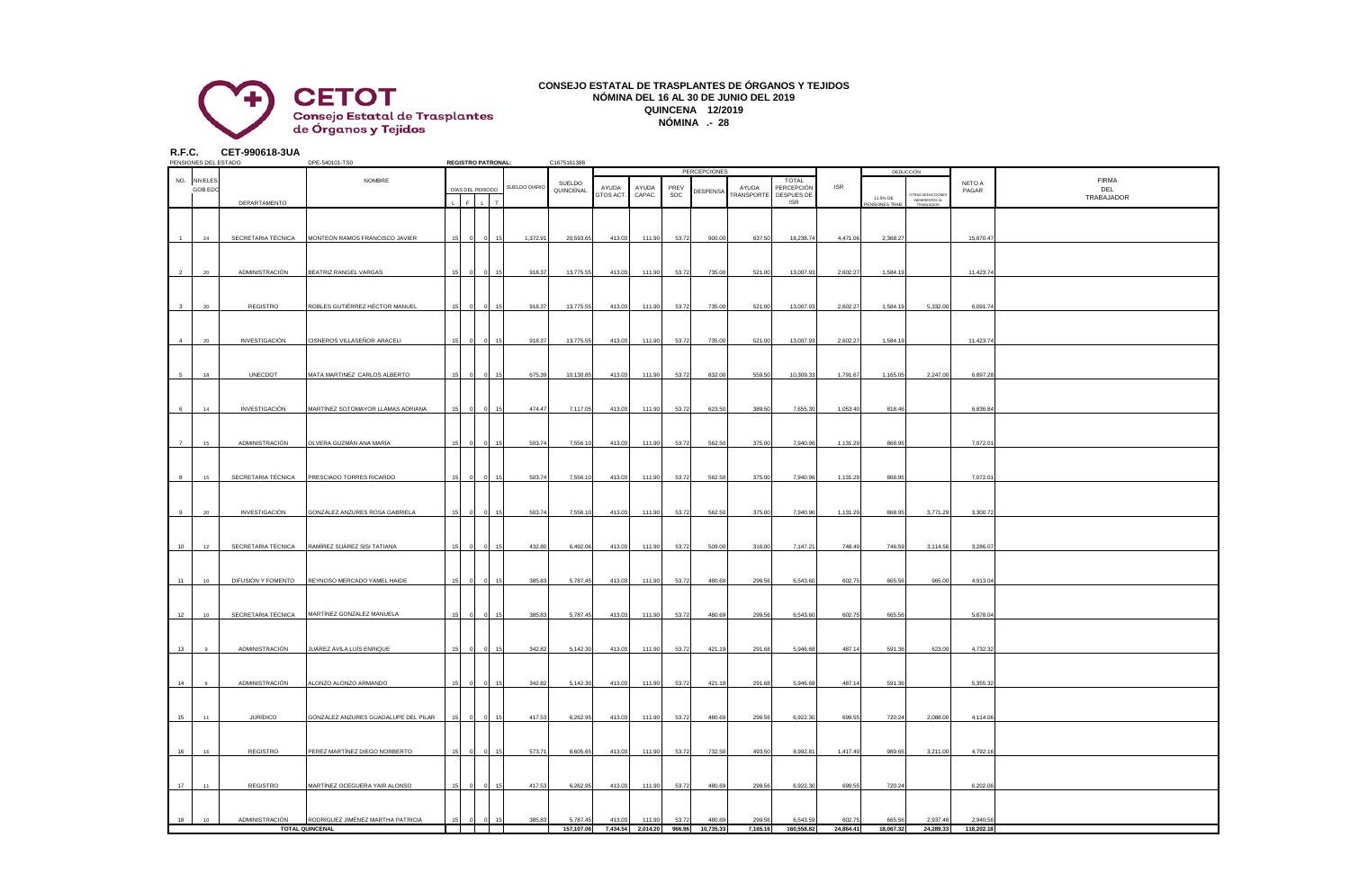CETOT
Consejo Estatal de Trasplantes de Órganos y Tejidos

# CONSEJO ESTATAL DE TRASPLANTES DE ÓRGANOS Y TEJIDOS
## NÓMINA DEL 16 AL 30 DE JUNIO DEL 2019
## QUINCENA 12/2019
## NÓMINA .- 28

**R.F.C. CET-990618-3UA**

PENSIONES DEL ESTADO DPE-540101-TS0 **REGISTRO PATRONAL:** C1675161388

| NO. | NIVELES GOB EDO | DEPARTAMENTO | NOMBRE | DÍAS DEL PERIODO L | F | L | T | SUELDO DIARIO | SUELDO QUINCENAL | PERCEPCIONES AYUDA GTOS ACT. | AYUDA CAPAC. | PREV SOC | DESPENSA | AYUDA TRANSPORTE | TOTAL PERCEPCIÓN DESPUES DE ISR | ISR | DEDUCCIÓN 11.5% DE PENSIONES TRAB. | OTRAS DEDUCCIONES INHERENTES AL TRABAJADOR | NETO A PAGAR | FIRMA DEL TRABAJADOR |
|---|---|---|---|---|---|---|---|---|---|---|---|---|---|---|---|---|---|---|---|---|
| 1 | 24 | SECRETARIA TÉCNICA | MONTEÓN RAMOS FRANCISCO JAVIER | 15 | 0 | 0 | 15 | 1,372.91 | 20,593.65 | 413.03 | 111.90 | 53.72 | 900.00 | 637.50 | 18,238.74 | 4,471.06 | 2,368.27 | | 15,870.47 | |
| 2 | 20 | ADMINISTRACIÓN | BEATRIZ RANGEL VARGAS | 15 | 0 | 0 | 15 | 918.37 | 13,775.55 | 413.03 | 111.90 | 53.72 | 735.00 | 521.00 | 13,007.93 | 2,602.27 | 1,584.19 | | 11,423.74 | |
| 3 | 20 | REGISTRO | ROBLES GUTIÉRREZ HÉCTOR MANUEL | 15 | 0 | 0 | 15 | 918.37 | 13,775.55 | 413.03 | 111.90 | 53.72 | 735.00 | 521.00 | 13,007.93 | 2,602.27 | 1,584.19 | 5,332.00 | 6,091.74 | |
| 4 | 20 | INVESTIGACIÓN | CISNEROS VILLASEÑOR ARACELI | 15 | 0 | 0 | 15 | 918.37 | 13,775.55 | 413.03 | 111.90 | 53.72 | 735.00 | 521.00 | 13,007.93 | 2,602.27 | 1,584.19 | | 11,423.74 | |
| 5 | 18 | UNECDOT | MATA MARTINEZ CARLOS ALBERTO | 15 | 0 | 0 | 15 | 675.39 | 10,130.85 | 413.03 | 111.90 | 53.72 | 832.00 | 559.50 | 10,309.33 | 1,791.67 | 1,165.05 | 2,247.00 | 6,897.28 | |
| 6 | 14 | INVESTIGACIÓN | MARTÍNEZ SOTOMAYOR LLAMAS ADRIANA | 15 | 0 | 0 | 15 | 474.47 | 7,117.05 | 413.03 | 111.90 | 53.72 | 623.50 | 389.50 | 7,655.30 | 1,053.40 | 818.46 | | 6,836.84 | |
| 7 | 15 | ADMINISTRACIÓN | OLVERA GUZMÁN ANA MARÍA | 15 | 0 | 0 | 15 | 503.74 | 7,556.10 | 413.03 | 111.90 | 53.72 | 562.50 | 375.00 | 7,940.96 | 1,131.29 | 868.95 | | 7,072.01 | |
| 8 | 15 | SECRETARIA TÉCNICA | PRESCIADO TORRES RICARDO | 15 | 0 | 0 | 15 | 503.74 | 7,556.10 | 413.03 | 111.90 | 53.72 | 562.50 | 375.00 | 7,940.96 | 1,131.29 | 868.95 | | 7,072.01 | |
| 9 | 20 | INVESTIGACIÓN | GONZÁLEZ ANZURES ROSA GABRIELA | 15 | 0 | 0 | 15 | 503.74 | 7,556.10 | 413.03 | 111.90 | 53.72 | 562.50 | 375.00 | 7,940.96 | 1,131.29 | 868.95 | 3,771.29 | 3,300.72 | |
| 10 | 12 | SECRETARIA TÉCNICA | RAMÍREZ SUÁREZ SISI TATIANA | 15 | 0 | 0 | 15 | 432.80 | 6,492.06 | 413.03 | 111.90 | 53.72 | 509.00 | 316.00 | 7,147.21 | 748.49 | 746.59 | 3,114.56 | 3,286.07 | |
| 11 | 10 | DIFUSIÓN Y FOMENTO | REYNOSO MERCADO YAMEL HAIDE | 15 | 0 | 0 | 15 | 385.83 | 5,787.45 | 413.03 | 111.90 | 53.72 | 480.69 | 299.56 | 6,543.60 | 602.75 | 665.56 | 965.00 | 4,913.04 | |
| 12 | 10 | SECRETARIA TÉCNICA | MARTÍNEZ GONZÁLEZ MANUELA | 15 | 0 | 0 | 15 | 385.83 | 5,787.45 | 413.03 | 111.90 | 53.72 | 480.69 | 299.56 | 6,543.60 | 602.75 | 665.56 | | 5,878.04 | |
| 13 | 9 | ADMINISTRACIÓN | JUÁREZ ÁVILA LUÍS ENRIQUE | 15 | 0 | 0 | 15 | 342.82 | 5,142.30 | 413.03 | 111.90 | 53.72 | 421.19 | 291.68 | 5,946.68 | 487.14 | 591.36 | 623.00 | 4,732.32 | |
| 14 | 9 | ADMINISTRACIÓN | ALONZO ALONZO ARMANDO | 15 | 0 | 0 | 15 | 342.82 | 5,142.30 | 413.03 | 111.90 | 53.72 | 421.19 | 291.68 | 5,946.68 | 487.14 | 591.36 | | 5,355.32 | |
| 15 | 11 | JURÍDICO | GONZÁLEZ ANZURES GUADALUPE DEL PILAR | 15 | 0 | 0 | 15 | 417.53 | 6,262.95 | 413.03 | 111.90 | 53.72 | 480.69 | 299.56 | 6,922.30 | 699.55 | 720.24 | 2,088.00 | 4,114.06 | |
| 16 | 14 | REGISTRO | PEREZ MARTÍNEZ DIEGO NORBERTO | 15 | 0 | 0 | 15 | 573.71 | 8,605.65 | 413.03 | 111.90 | 53.72 | 732.50 | 493.50 | 8,992.81 | 1,417.49 | 989.65 | 3,211.00 | 4,792.16 | |
| 17 | 11 | REGISTRO | MARTÍNEZ OCEGUERA YAIR ALONSO | 15 | 0 | 0 | 15 | 417.53 | 6,262.95 | 413.03 | 111.90 | 53.72 | 480.69 | 299.56 | 6,922.30 | 699.55 | 720.24 | | 6,202.06 | |
| 18 | 10 | ADMINISTRACIÓN | RODRÍGUEZ JIMÉNEZ MARTHA PATRICIA | 15 | 0 | 0 | 15 | 385.83 | 5,787.45 | 413.03 | 111.90 | 53.72 | 480.69 | 299.56 | 6,543.59 | 602.75 | 665.56 | 2,937.48 | 2,940.56 | |
| | | | TOTAL QUINCENAL | | | | | | 157,107.06 | 7,434.54 | 2,014.20 | 966.96 | 10,735.33 | 7,165.16 | 160,558.82 | 24,864.41 | 18,067.32 | 24,289.33 | 118,202.18 | |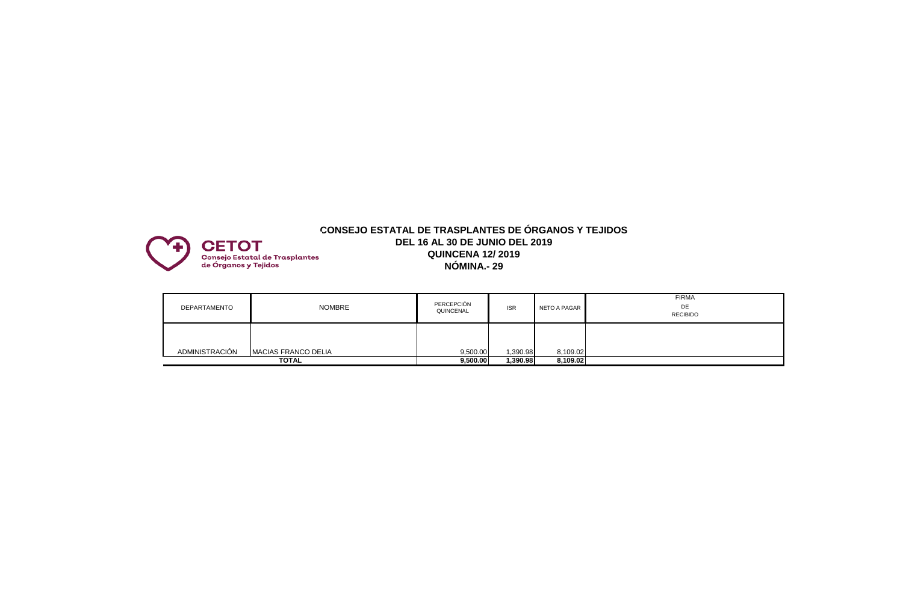CETOT
Consejo Estatal de Trasplantes de Órganos y Tejidos

**CONSEJO ESTATAL DE TRASPLANTES DE ÓRGANOS Y TEJIDOS**
**DEL 16 AL 30 DE JUNIO DEL 2019**
**QUINCENA 12/ 2019**
**NÓMINA.- 29**

| DEPARTAMENTO | NOMBRE | PERCEPCIÓN QUINCENAL | ISR | NETO A PAGAR | FIRMA DE RECIBIDO |
|---|---|---|---|---|---|
| ADMINISTRACIÓN | MACIAS FRANCO DELIA | 9,500.00 | 1,390.98 | 8,109.02 | |
| **TOTAL** | | **9,500.00** | **1,390.98** | **8,109.02** | |